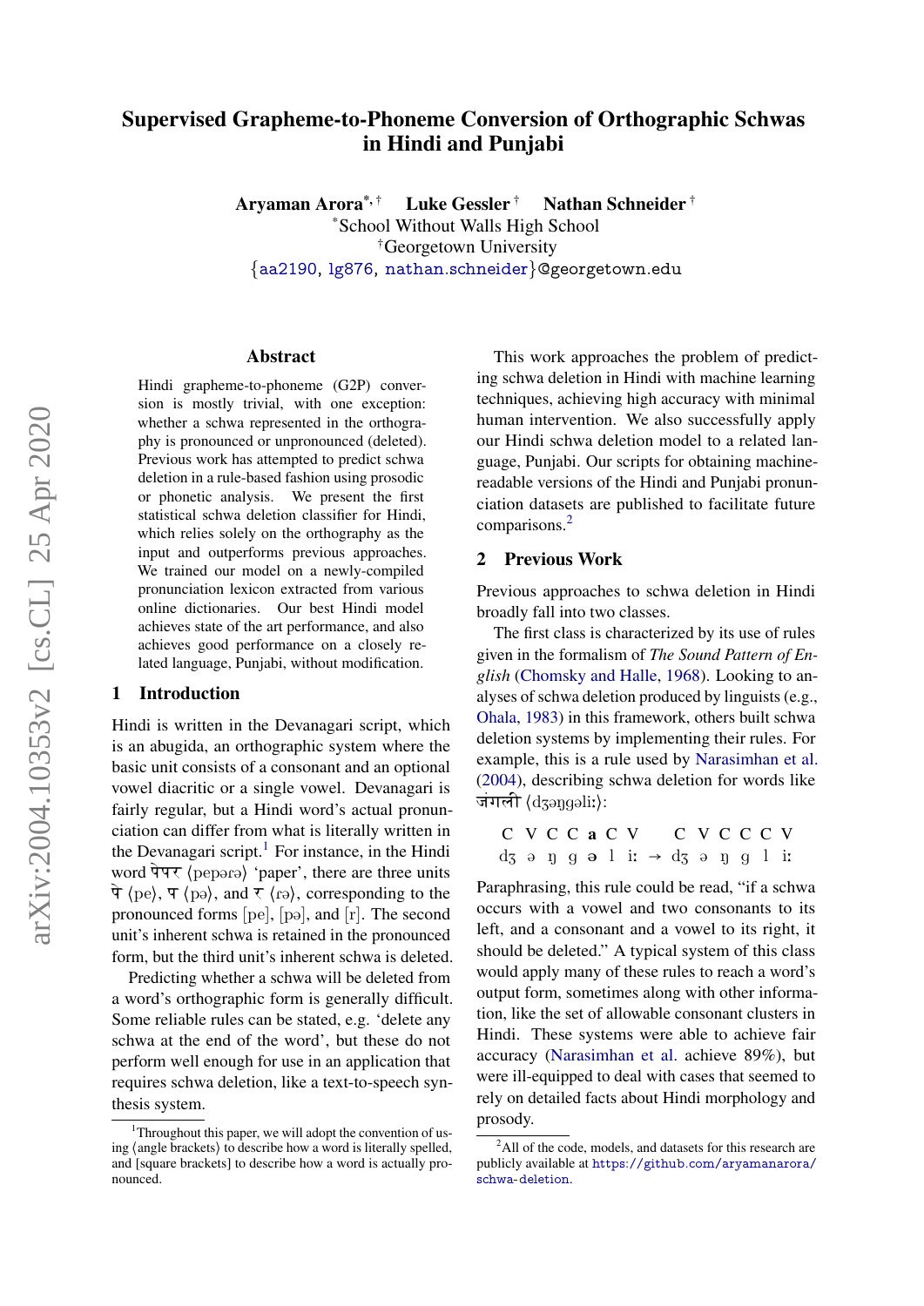# Supervised Grapheme-to-Phoneme Conversion of Orthographic Schwas in Hindi and Punjabi

**Aryaman Arora**[*,†] **Luke Gessler**[†] **Nathan Schneider**[†]

[*]School Without Walls High School
[†]Georgetown University
{aa2190, lg876, nathan.schneider}@georgetown.edu

## Abstract

Hindi grapheme-to-phoneme (G2P) conversion is mostly trivial, with one exception: whether a schwa represented in the orthography is pronounced or unpronounced (deleted). Previous work has attempted to predict schwa deletion in a rule-based fashion using prosodic or phonetic analysis. We present the first statistical schwa deletion classifier for Hindi, which relies solely on the orthography as the input and outperforms previous approaches. We trained our model on a newly-compiled pronunciation lexicon extracted from various online dictionaries. Our best Hindi model achieves state of the art performance, and also achieves good performance on a closely related language, Punjabi, without modification.

## 1 Introduction

Hindi is written in the Devanagari script, which is an abugida, an orthographic system where the basic unit consists of a consonant and an optional vowel diacritic or a single vowel. Devanagari is fairly regular, but a Hindi word's actual pronunciation can differ from what is literally written in the Devanagari script.[1] For instance, in the Hindi word पेपर ⟨pepərə⟩ 'paper', there are three units पे ⟨pe⟩, प ⟨pə⟩, and र ⟨rə⟩, corresponding to the pronounced forms [pe], [pə], and [r]. The second unit's inherent schwa is retained in the pronounced form, but the third unit's inherent schwa is deleted.

Predicting whether a schwa will be deleted from a word's orthographic form is generally difficult. Some reliable rules can be stated, e.g. 'delete any schwa at the end of the word', but these do not perform well enough for use in an application that requires schwa deletion, like a text-to-speech synthesis system.

This work approaches the problem of predicting schwa deletion in Hindi with machine learning techniques, achieving high accuracy with minimal human intervention. We also successfully apply our Hindi schwa deletion model to a related language, Punjabi. Our scripts for obtaining machine-readable versions of the Hindi and Punjabi pronunciation datasets are published to facilitate future comparisons.[2]

## 2 Previous Work

Previous approaches to schwa deletion in Hindi broadly fall into two classes.

The first class is characterized by its use of rules given in the formalism of *The Sound Pattern of English* (Chomsky and Halle, 1968). Looking to analyses of schwa deletion produced by linguists (e.g., Ohala, 1983) in this framework, others built schwa deletion systems by implementing their rules. For example, this is a rule used by Narasimhan et al. (2004), describing schwa deletion for words like जंगली ⟨dʒəŋgəliː⟩:

| C | V | C | C | **a** | C | V | | C | V | C | C | C | V |
|---|---|---|---|---|---|---|---|---|---|---|---|---|---|
| dʒ | ə | ŋ | g | **ə** | l | iː | → | dʒ | ə | ŋ | g | l | iː |

Paraphrasing, this rule could be read, "if a schwa occurs with a vowel and two consonants to its left, and a consonant and a vowel to its right, it should be deleted." A typical system of this class would apply many of these rules to reach a word's output form, sometimes along with other information, like the set of allowable consonant clusters in Hindi. These systems were able to achieve fair accuracy (Narasimhan et al. achieve 89%), but were ill-equipped to deal with cases that seemed to rely on detailed facts about Hindi morphology and prosody.

[1] Throughout this paper, we will adopt the convention of using ⟨angle brackets⟩ to describe how a word is literally spelled, and [square brackets] to describe how a word is actually pronounced.

[2] All of the code, models, and datasets for this research are publicly available at https://github.com/aryamanarora/schwa-deletion.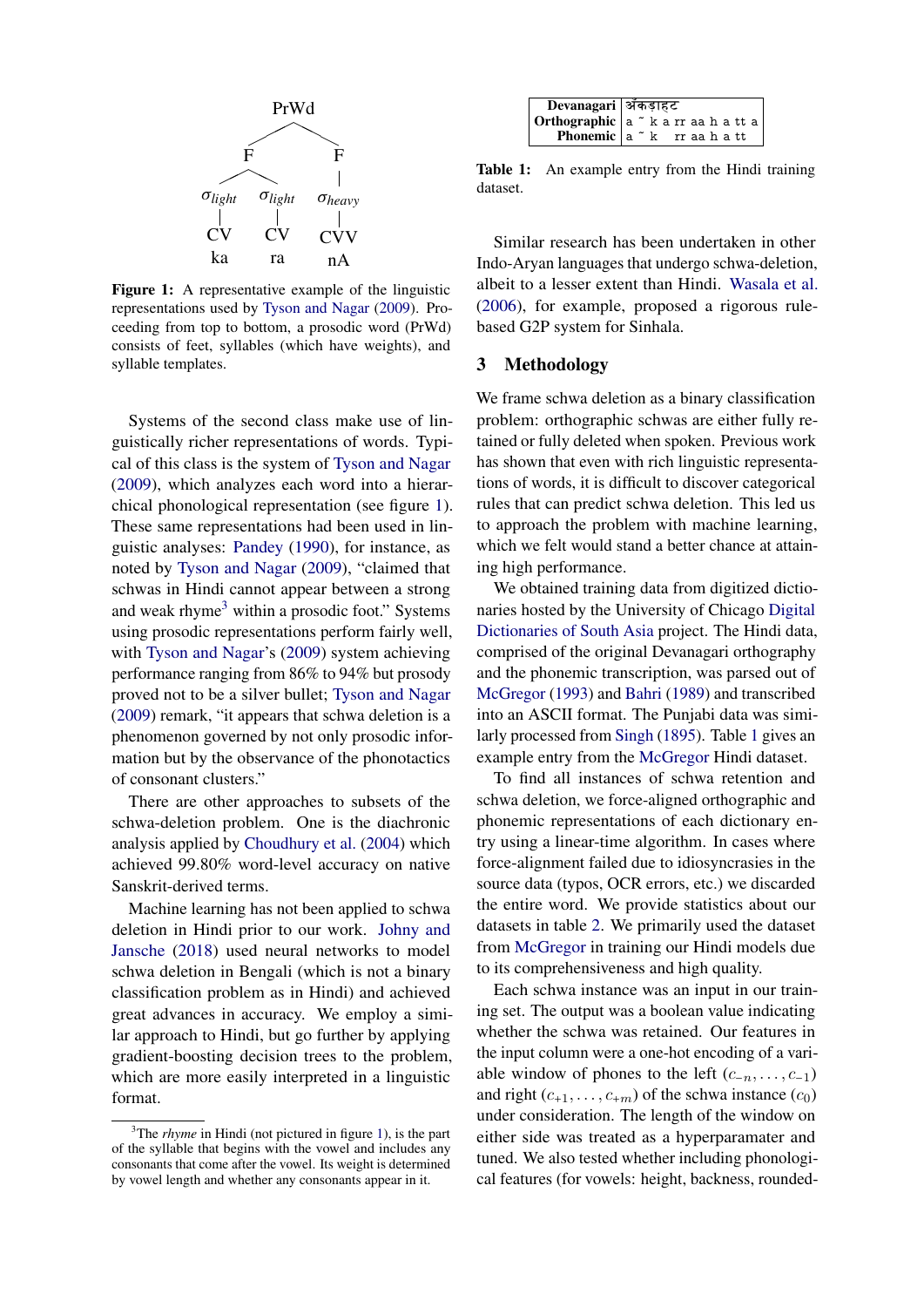PrWd

F　　F

$\sigma_{light}$　$\sigma_{light}$　$\sigma_{heavy}$

CV　CV　CVV

ka　ra　nA

**Figure 1:** A representative example of the linguistic representations used by Tyson and Nagar (2009). Proceeding from top to bottom, a prosodic word (PrWd) consists of feet, syllables (which have weights), and syllable templates.

Systems of the second class make use of linguistically richer representations of words. Typical of this class is the system of Tyson and Nagar (2009), which analyzes each word into a hierarchical phonological representation (see figure 1). These same representations had been used in linguistic analyses: Pandey (1990), for instance, as noted by Tyson and Nagar (2009), "claimed that schwas in Hindi cannot appear between a strong and weak rhyme[3] within a prosodic foot." Systems using prosodic representations perform fairly well, with Tyson and Nagar's (2009) system achieving performance ranging from 86% to 94% but prosody proved not to be a silver bullet; Tyson and Nagar (2009) remark, "it appears that schwa deletion is a phenomenon governed by not only prosodic information but by the observance of the phonotactics of consonant clusters."

There are other approaches to subsets of the schwa-deletion problem. One is the diachronic analysis applied by Choudhury et al. (2004) which achieved 99.80% word-level accuracy on native Sanskrit-derived terms.

Machine learning has not been applied to schwa deletion in Hindi prior to our work. Johny and Jansche (2018) used neural networks to model schwa deletion in Bengali (which is not a binary classification problem as in Hindi) and achieved great advances in accuracy. We employ a similar approach to Hindi, but go further by applying gradient-boosting decision trees to the problem, which are more easily interpreted in a linguistic format.

[3] The *rhyme* in Hindi (not pictured in figure 1), is the part of the syllable that begins with the vowel and includes any consonants that come after the vowel. Its weight is determined by vowel length and whether any consonants appear in it.

| **Devanagari** | अँकड़ाहट |
|---|---|
| **Orthographic** | a ~ k a rr aa h a tt a |
| **Phonemic** | a ~ k rr aa h a tt |

**Table 1:** An example entry from the Hindi training dataset.

Similar research has been undertaken in other Indo-Aryan languages that undergo schwa-deletion, albeit to a lesser extent than Hindi. Wasala et al. (2006), for example, proposed a rigorous rule-based G2P system for Sinhala.

## 3 Methodology

We frame schwa deletion as a binary classification problem: orthographic schwas are either fully retained or fully deleted when spoken. Previous work has shown that even with rich linguistic representations of words, it is difficult to discover categorical rules that can predict schwa deletion. This led us to approach the problem with machine learning, which we felt would stand a better chance at attaining high performance.

We obtained training data from digitized dictionaries hosted by the University of Chicago Digital Dictionaries of South Asia project. The Hindi data, comprised of the original Devanagari orthography and the phonemic transcription, was parsed out of McGregor (1993) and Bahri (1989) and transcribed into an ASCII format. The Punjabi data was similarly processed from Singh (1895). Table 1 gives an example entry from the McGregor Hindi dataset.

To find all instances of schwa retention and schwa deletion, we force-aligned orthographic and phonemic representations of each dictionary entry using a linear-time algorithm. In cases where force-alignment failed due to idiosyncrasies in the source data (typos, OCR errors, etc.) we discarded the entire word. We provide statistics about our datasets in table 2. We primarily used the dataset from McGregor in training our Hindi models due to its comprehensiveness and high quality.

Each schwa instance was an input in our training set. The output was a boolean value indicating whether the schwa was retained. Our features in the input column were a one-hot encoding of a variable window of phones to the left $(c_{-n}, \ldots, c_{-1})$ and right $(c_{+1}, \ldots, c_{+m})$ of the schwa instance $(c_0)$ under consideration. The length of the window on either side was treated as a hyperparamater and tuned. We also tested whether including phonological features (for vowels: height, backness, rounded-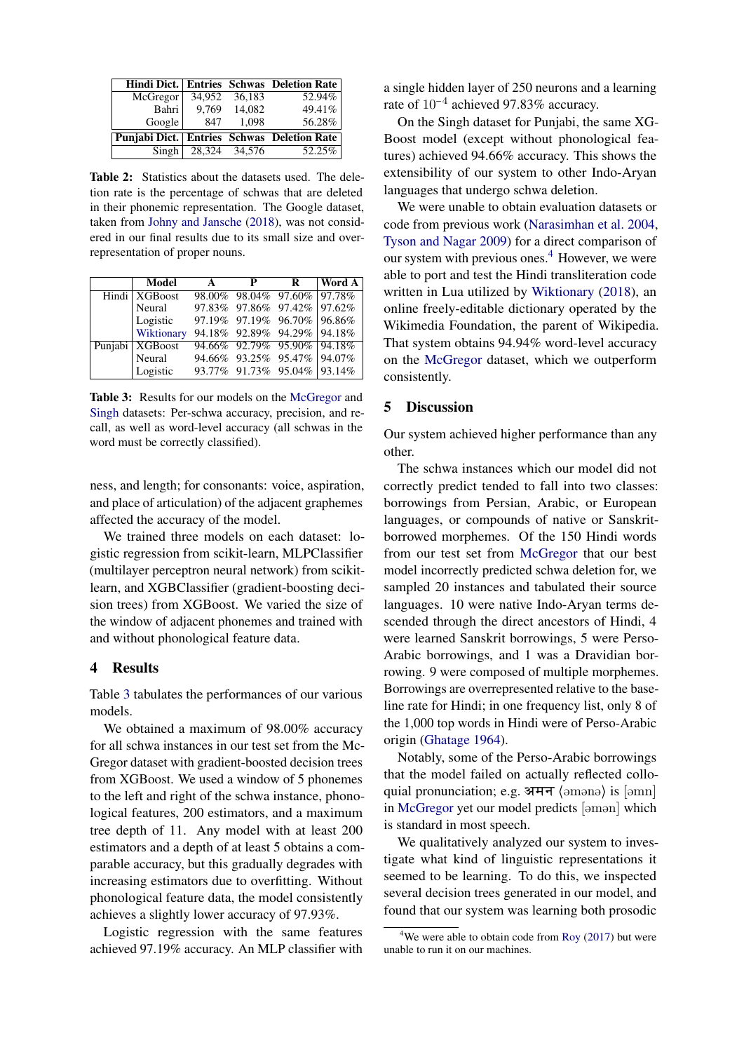| Hindi Dict. | Entries | Schwas | Deletion Rate |
|---|---|---|---|
| McGregor | 34,952 | 36,183 | 52.94% |
| Bahri | 9,769 | 14,082 | 49.41% |
| Google | 847 | 1,098 | 56.28% |
| **Punjabi Dict.** | **Entries** | **Schwas** | **Deletion Rate** |
| Singh | 28,324 | 34,576 | 52.25% |

**Table 2:** Statistics about the datasets used. The deletion rate is the percentage of schwas that are deleted in their phonemic representation. The Google dataset, taken from Johny and Jansche (2018), was not considered in our final results due to its small size and over-representation of proper nouns.

| | Model | A | P | R | Word A |
|---|---|---|---|---|---|
| Hindi | XGBoost | 98.00% | 98.04% | 97.60% | 97.78% |
| | Neural | 97.83% | 97.86% | 97.42% | 97.62% |
| | Logistic | 97.19% | 97.19% | 96.70% | 96.86% |
| | Wiktionary | 94.18% | 92.89% | 94.29% | 94.18% |
| Punjabi | XGBoost | 94.66% | 92.79% | 95.90% | 94.18% |
| | Neural | 94.66% | 93.25% | 95.47% | 94.07% |
| | Logistic | 93.77% | 91.73% | 95.04% | 93.14% |

**Table 3:** Results for our models on the McGregor and Singh datasets: Per-schwa accuracy, precision, and recall, as well as word-level accuracy (all schwas in the word must be correctly classified).

ness, and length; for consonants: voice, aspiration, and place of articulation) of the adjacent graphemes affected the accuracy of the model.

We trained three models on each dataset: logistic regression from scikit-learn, MLPClassifier (multilayer perceptron neural network) from scikit-learn, and XGBClassifier (gradient-boosting decision trees) from XGBoost. We varied the size of the window of adjacent phonemes and trained with and without phonological feature data.

## 4 Results

Table 3 tabulates the performances of our various models.

We obtained a maximum of 98.00% accuracy for all schwa instances in our test set from the McGregor dataset with gradient-boosted decision trees from XGBoost. We used a window of 5 phonemes to the left and right of the schwa instance, phonological features, 200 estimators, and a maximum tree depth of 11. Any model with at least 200 estimators and a depth of at least 5 obtains a comparable accuracy, but this gradually degrades with increasing estimators due to overfitting. Without phonological feature data, the model consistently achieves a slightly lower accuracy of 97.93%.

Logistic regression with the same features achieved 97.19% accuracy. An MLP classifier with a single hidden layer of 250 neurons and a learning rate of $10^{-4}$ achieved 97.83% accuracy.

On the Singh dataset for Punjabi, the same XGBoost model (except without phonological features) achieved 94.66% accuracy. This shows the extensibility of our system to other Indo-Aryan languages that undergo schwa deletion.

We were unable to obtain evaluation datasets or code from previous work (Narasimhan et al. 2004, Tyson and Nagar 2009) for a direct comparison of our system with previous ones.[4] However, we were able to port and test the Hindi transliteration code written in Lua utilized by Wiktionary (2018), an online freely-editable dictionary operated by the Wikimedia Foundation, the parent of Wikipedia. That system obtains 94.94% word-level accuracy on the McGregor dataset, which we outperform consistently.

## 5 Discussion

Our system achieved higher performance than any other.

The schwa instances which our model did not correctly predict tended to fall into two classes: borrowings from Persian, Arabic, or European languages, or compounds of native or Sanskrit-borrowed morphemes. Of the 150 Hindi words from our test set from McGregor that our best model incorrectly predicted schwa deletion for, we sampled 20 instances and tabulated their source languages. 10 were native Indo-Aryan terms descended through the direct ancestors of Hindi, 4 were learned Sanskrit borrowings, 5 were Perso-Arabic borrowings, and 1 was a Dravidian borrowing. 9 were composed of multiple morphemes. Borrowings are overrepresented relative to the baseline rate for Hindi; in one frequency list, only 8 of the 1,000 top words in Hindi were of Perso-Arabic origin (Ghatage 1964).

Notably, some of the Perso-Arabic borrowings that the model failed on actually reflected colloquial pronunciation; e.g. अमन ⟨əmənə⟩ is [əmn] in McGregor yet our model predicts [əmən] which is standard in most speech.

We qualitatively analyzed our system to investigate what kind of linguistic representations it seemed to be learning. To do this, we inspected several decision trees generated in our model, and found that our system was learning both prosodic

[4] We were able to obtain code from Roy (2017) but were unable to run it on our machines.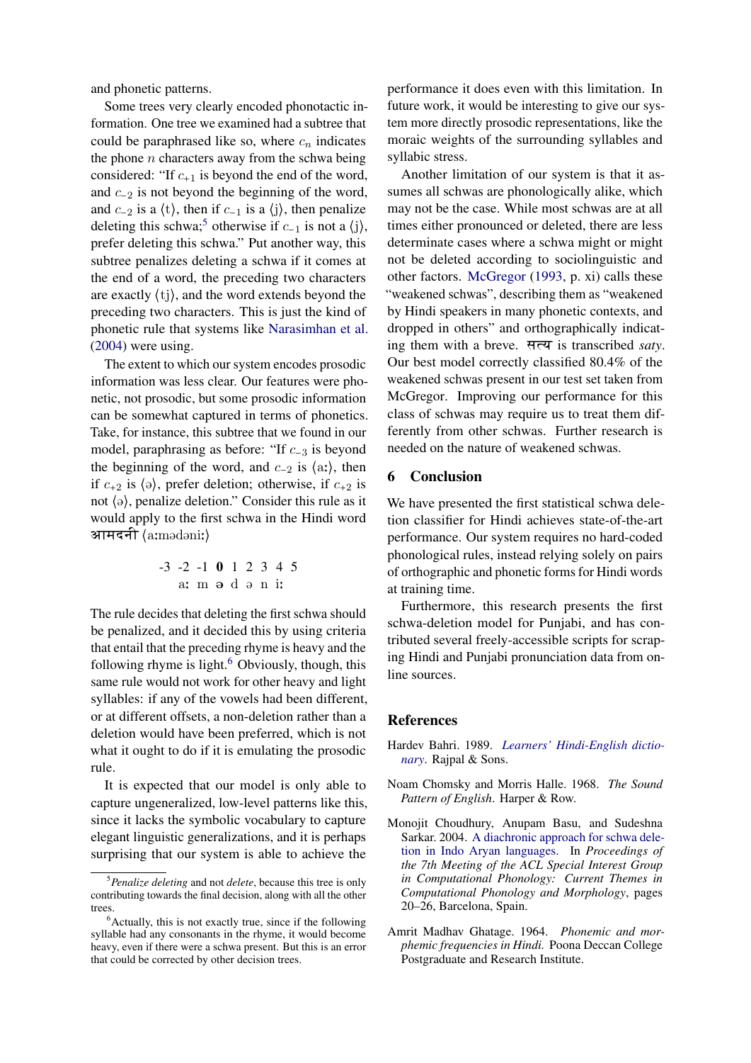and phonetic patterns.

Some trees very clearly encoded phonotactic information. One tree we examined had a subtree that could be paraphrased like so, where $c_n$ indicates the phone $n$ characters away from the schwa being considered: "If $c_{+1}$ is beyond the end of the word, and $c_{-2}$ is not beyond the beginning of the word, and $c_{-2}$ is a ⟨t⟩, then if $c_{-1}$ is a ⟨j⟩, then penalize deleting this schwa;[5] otherwise if $c_{-1}$ is not a ⟨j⟩, prefer deleting this schwa." Put another way, this subtree penalizes deleting a schwa if it comes at the end of a word, the preceding two characters are exactly ⟨tj⟩, and the word extends beyond the preceding two characters. This is just the kind of phonetic rule that systems like Narasimhan et al. (2004) were using.

The extent to which our system encodes prosodic information was less clear. Our features were phonetic, not prosodic, but some prosodic information can be somewhat captured in terms of phonetics. Take, for instance, this subtree that we found in our model, paraphrasing as before: "If $c_{-3}$ is beyond the beginning of the word, and $c_{-2}$ is ⟨aː⟩, then if $c_{+2}$ is ⟨ə⟩, prefer deletion; otherwise, if $c_{+2}$ is not ⟨ə⟩, penalize deletion." Consider this rule as it would apply to the first schwa in the Hindi word आमदनी ⟨aːmədəniː⟩

| -3 | -2 | -1 | **0** | 1 | 2 | 3 | 4 | 5 |
|---|---|---|---|---|---|---|---|---|
| | aː | m | ə | d | ə | n | iː | |

The rule decides that deleting the first schwa should be penalized, and it decided this by using criteria that entail that the preceding rhyme is heavy and the following rhyme is light.[6] Obviously, though, this same rule would not work for other heavy and light syllables: if any of the vowels had been different, or at different offsets, a non-deletion rather than a deletion would have been preferred, which is not what it ought to do if it is emulating the prosodic rule.

It is expected that our model is only able to capture ungeneralized, low-level patterns like this, since it lacks the symbolic vocabulary to capture elegant linguistic generalizations, and it is perhaps surprising that our system is able to achieve the performance it does even with this limitation. In future work, it would be interesting to give our system more directly prosodic representations, like the moraic weights of the surrounding syllables and syllabic stress.

Another limitation of our system is that it assumes all schwas are phonologically alike, which may not be the case. While most schwas are at all times either pronounced or deleted, there are less determinate cases where a schwa might or might not be deleted according to sociolinguistic and other factors. McGregor (1993, p. xi) calls these "weakened schwas", describing them as "weakened by Hindi speakers in many phonetic contexts, and dropped in others" and orthographically indicating them with a breve. सत्य is transcribed *satˇy*. Our best model correctly classified 80.4% of the weakened schwas present in our test set taken from McGregor. Improving our performance for this class of schwas may require us to treat them differently from other schwas. Further research is needed on the nature of weakened schwas.

## 6 Conclusion

We have presented the first statistical schwa deletion classifier for Hindi achieves state-of-the-art performance. Our system requires no hard-coded phonological rules, instead relying solely on pairs of orthographic and phonetic forms for Hindi words at training time.

Furthermore, this research presents the first schwa-deletion model for Punjabi, and has contributed several freely-accessible scripts for scraping Hindi and Punjabi pronunciation data from online sources.

## References

Hardev Bahri. 1989. *Learners' Hindi-English dictionary*. Rajpal & Sons.

Noam Chomsky and Morris Halle. 1968. *The Sound Pattern of English*. Harper & Row.

Monojit Choudhury, Anupam Basu, and Sudeshna Sarkar. 2004. A diachronic approach for schwa deletion in Indo Aryan languages. In *Proceedings of the 7th Meeting of the ACL Special Interest Group in Computational Phonology: Current Themes in Computational Phonology and Morphology*, pages 20–26, Barcelona, Spain.

Amrit Madhav Ghatage. 1964. *Phonemic and morphemic frequencies in Hindi.* Poona Deccan College Postgraduate and Research Institute.

---

[5] *Penalize deleting* and not *delete*, because this tree is only contributing towards the final decision, along with all the other trees.

[6] Actually, this is not exactly true, since if the following syllable had any consonants in the rhyme, it would become heavy, even if there were a schwa present. But this is an error that could be corrected by other decision trees.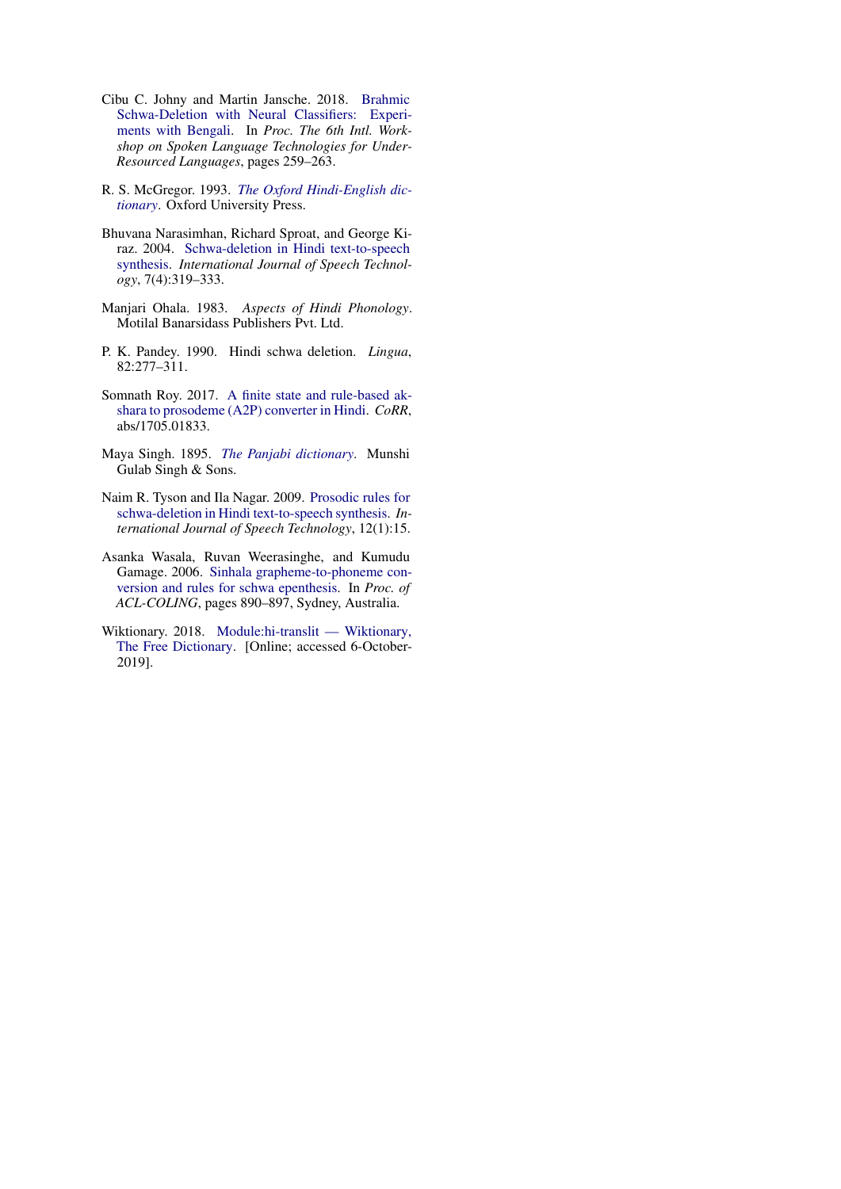Cibu C. Johny and Martin Jansche. 2018. Brahmic Schwa-Deletion with Neural Classifiers: Experiments with Bengali. In *Proc. The 6th Intl. Workshop on Spoken Language Technologies for Under-Resourced Languages*, pages 259–263.

R. S. McGregor. 1993. *The Oxford Hindi-English dictionary*. Oxford University Press.

Bhuvana Narasimhan, Richard Sproat, and George Kiraz. 2004. Schwa-deletion in Hindi text-to-speech synthesis. *International Journal of Speech Technology*, 7(4):319–333.

Manjari Ohala. 1983. *Aspects of Hindi Phonology*. Motilal Banarsidass Publishers Pvt. Ltd.

P. K. Pandey. 1990. Hindi schwa deletion. *Lingua*, 82:277–311.

Somnath Roy. 2017. A finite state and rule-based akshara to prosodeme (A2P) converter in Hindi. *CoRR*, abs/1705.01833.

Maya Singh. 1895. *The Panjabi dictionary*. Munshi Gulab Singh & Sons.

Naim R. Tyson and Ila Nagar. 2009. Prosodic rules for schwa-deletion in Hindi text-to-speech synthesis. *International Journal of Speech Technology*, 12(1):15.

Asanka Wasala, Ruvan Weerasinghe, and Kumudu Gamage. 2006. Sinhala grapheme-to-phoneme conversion and rules for schwa epenthesis. In *Proc. of ACL-COLING*, pages 890–897, Sydney, Australia.

Wiktionary. 2018. Module:hi-translit — Wiktionary, The Free Dictionary. [Online; accessed 6-October-2019].